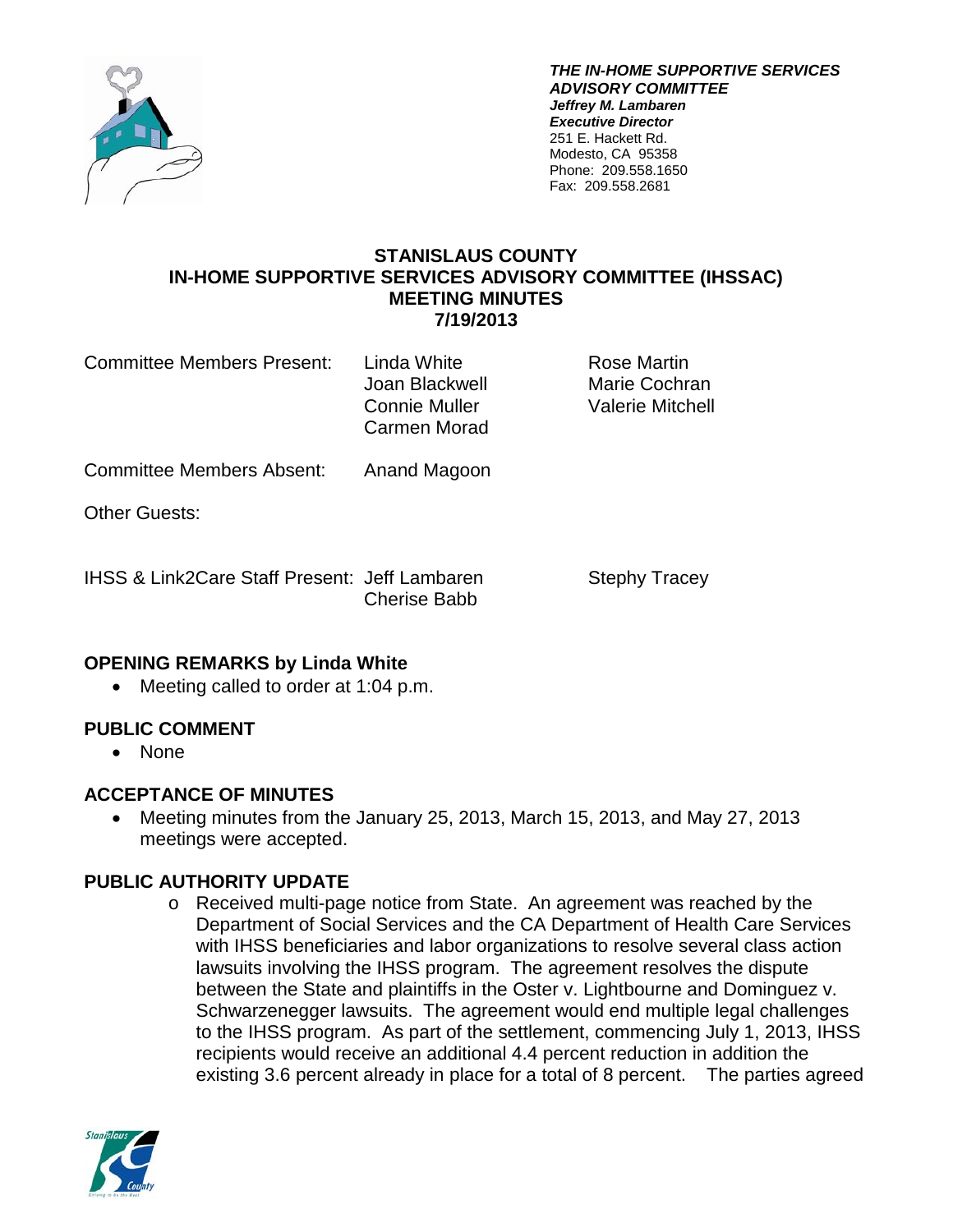***THE IN-HOME SUPPORTIVE SERVICES ADVISORY COMMITTEE***
***Jeffrey M. Lambaren***
***Executive Director***
251 E. Hackett Rd.
Modesto, CA 95358
Phone: 209.558.1650
Fax: 209.558.2681

# STANISLAUS COUNTY IN-HOME SUPPORTIVE SERVICES ADVISORY COMMITTEE (IHSSAC) MEETING MINUTES 7/19/2013

| | | |
|---|---|---|
| Committee Members Present: | Linda White | Rose Martin |
| | Joan Blackwell | Marie Cochran |
| | Connie Muller | Valerie Mitchell |
| | Carmen Morad | |
| Committee Members Absent: | Anand Magoon | |
| Other Guests: | | |
| IHSS & Link2Care Staff Present: | Jeff Lambaren | Stephy Tracey |
| | Cherise Babb | |

## OPENING REMARKS by Linda White

- Meeting called to order at 1:04 p.m.

## PUBLIC COMMENT

- None

## ACCEPTANCE OF MINUTES

- Meeting minutes from the January 25, 2013, March 15, 2013, and May 27, 2013 meetings were accepted.

## PUBLIC AUTHORITY UPDATE

- Received multi-page notice from State. An agreement was reached by the Department of Social Services and the CA Department of Health Care Services with IHSS beneficiaries and labor organizations to resolve several class action lawsuits involving the IHSS program. The agreement resolves the dispute between the State and plaintiffs in the Oster v. Lightbourne and Dominguez v. Schwarzenegger lawsuits. The agreement would end multiple legal challenges to the IHSS program. As part of the settlement, commencing July 1, 2013, IHSS recipients would receive an additional 4.4 percent reduction in addition the existing 3.6 percent already in place for a total of 8 percent. The parties agreed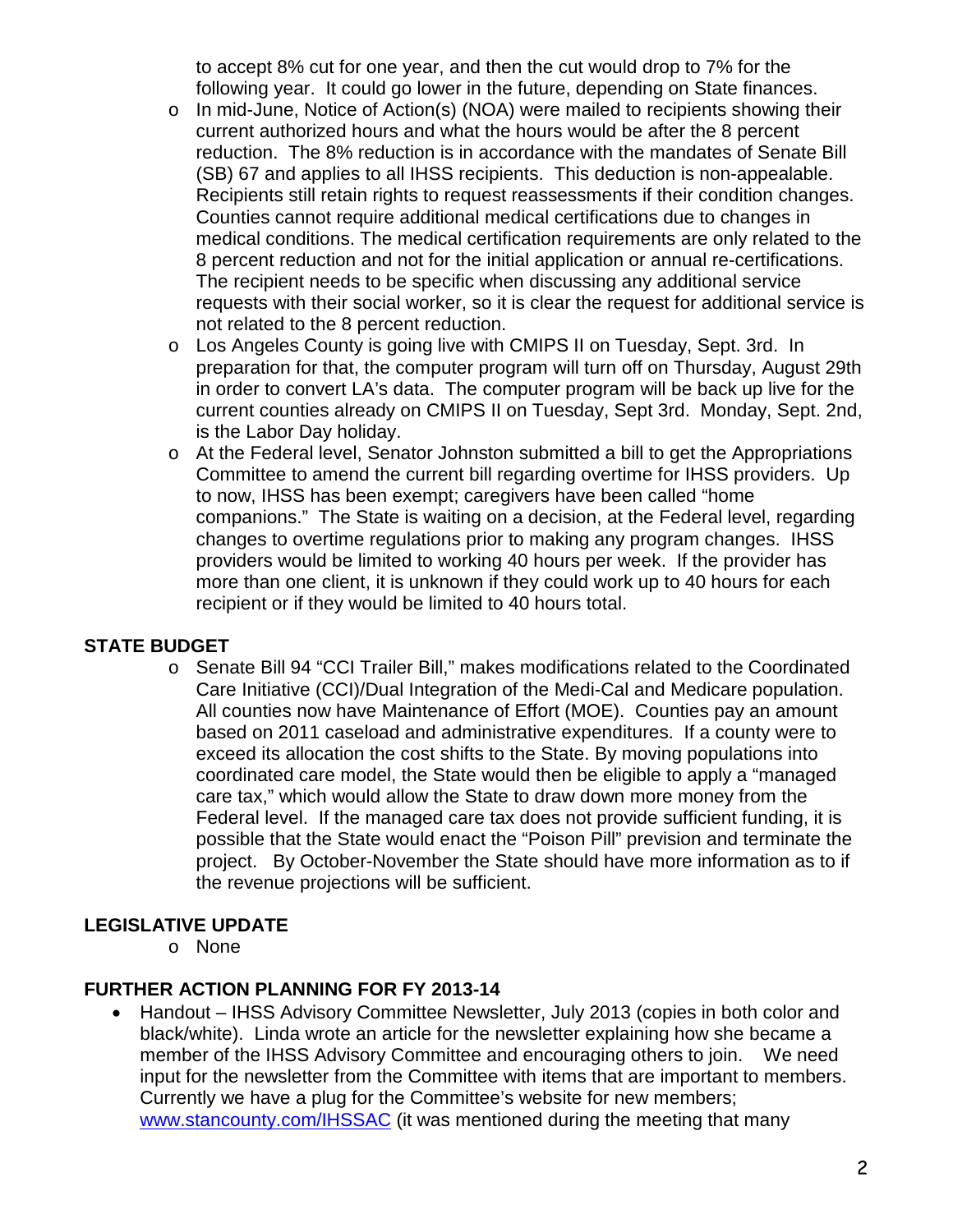to accept 8% cut for one year, and then the cut would drop to 7% for the following year. It could go lower in the future, depending on State finances.

- In mid-June, Notice of Action(s) (NOA) were mailed to recipients showing their current authorized hours and what the hours would be after the 8 percent reduction. The 8% reduction is in accordance with the mandates of Senate Bill (SB) 67 and applies to all IHSS recipients. This deduction is non-appealable. Recipients still retain rights to request reassessments if their condition changes. Counties cannot require additional medical certifications due to changes in medical conditions. The medical certification requirements are only related to the 8 percent reduction and not for the initial application or annual re-certifications. The recipient needs to be specific when discussing any additional service requests with their social worker, so it is clear the request for additional service is not related to the 8 percent reduction.
- Los Angeles County is going live with CMIPS II on Tuesday, Sept. 3rd. In preparation for that, the computer program will turn off on Thursday, August 29th in order to convert LA's data. The computer program will be back up live for the current counties already on CMIPS II on Tuesday, Sept 3rd. Monday, Sept. 2nd, is the Labor Day holiday.
- At the Federal level, Senator Johnston submitted a bill to get the Appropriations Committee to amend the current bill regarding overtime for IHSS providers. Up to now, IHSS has been exempt; caregivers have been called "home companions." The State is waiting on a decision, at the Federal level, regarding changes to overtime regulations prior to making any program changes. IHSS providers would be limited to working 40 hours per week. If the provider has more than one client, it is unknown if they could work up to 40 hours for each recipient or if they would be limited to 40 hours total.

## STATE BUDGET

- Senate Bill 94 "CCI Trailer Bill," makes modifications related to the Coordinated Care Initiative (CCI)/Dual Integration of the Medi-Cal and Medicare population. All counties now have Maintenance of Effort (MOE). Counties pay an amount based on 2011 caseload and administrative expenditures. If a county were to exceed its allocation the cost shifts to the State. By moving populations into coordinated care model, the State would then be eligible to apply a "managed care tax," which would allow the State to draw down more money from the Federal level. If the managed care tax does not provide sufficient funding, it is possible that the State would enact the "Poison Pill" prevision and terminate the project. By October-November the State should have more information as to if the revenue projections will be sufficient.

## LEGISLATIVE UPDATE

- None

## FURTHER ACTION PLANNING FOR FY 2013-14

- Handout – IHSS Advisory Committee Newsletter, July 2013 (copies in both color and black/white). Linda wrote an article for the newsletter explaining how she became a member of the IHSS Advisory Committee and encouraging others to join. We need input for the newsletter from the Committee with items that are important to members. Currently we have a plug for the Committee's website for new members; www.stancounty.com/IHSSAC (it was mentioned during the meeting that many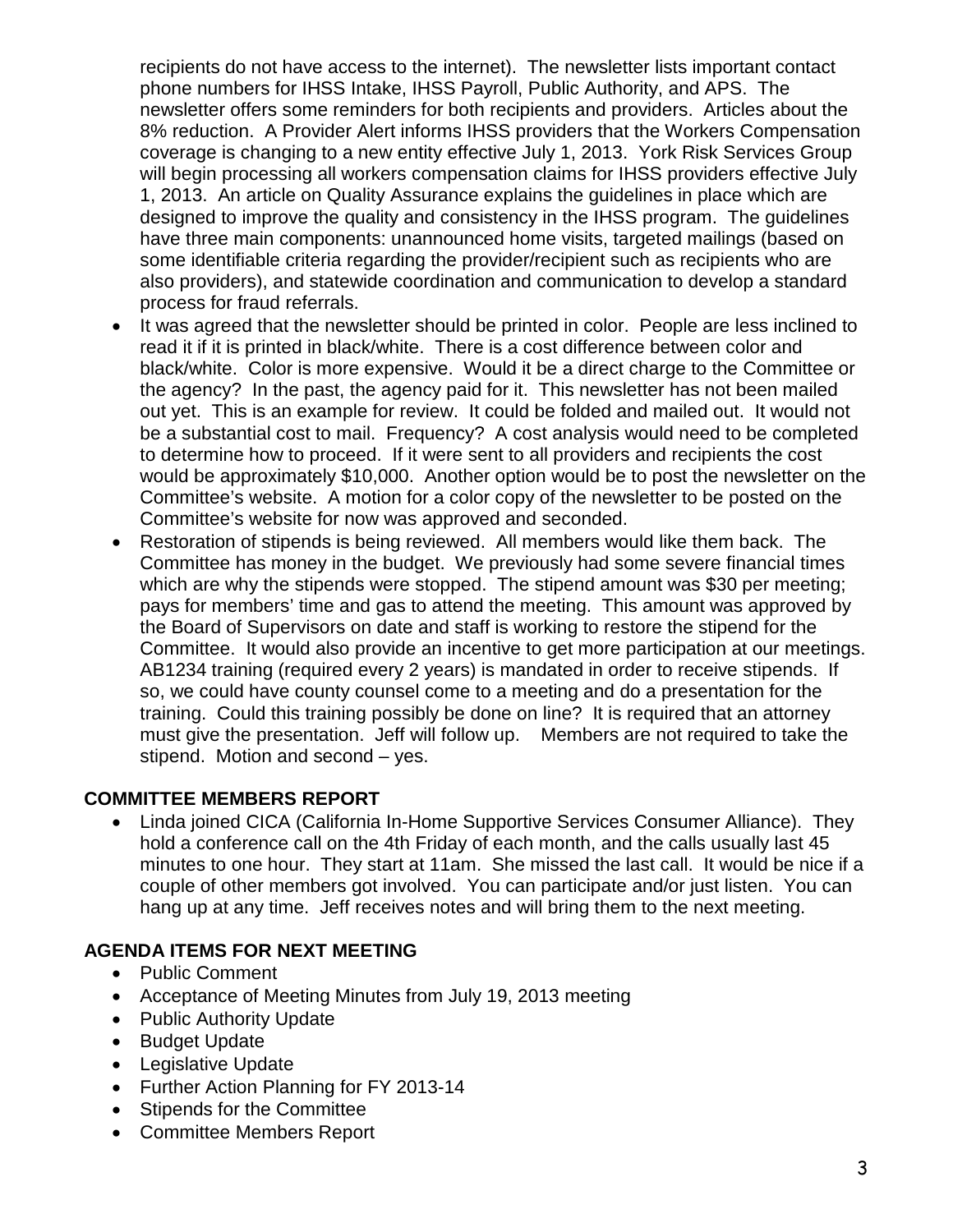recipients do not have access to the internet). The newsletter lists important contact phone numbers for IHSS Intake, IHSS Payroll, Public Authority, and APS. The newsletter offers some reminders for both recipients and providers. Articles about the 8% reduction. A Provider Alert informs IHSS providers that the Workers Compensation coverage is changing to a new entity effective July 1, 2013. York Risk Services Group will begin processing all workers compensation claims for IHSS providers effective July 1, 2013. An article on Quality Assurance explains the guidelines in place which are designed to improve the quality and consistency in the IHSS program. The guidelines have three main components: unannounced home visits, targeted mailings (based on some identifiable criteria regarding the provider/recipient such as recipients who are also providers), and statewide coordination and communication to develop a standard process for fraud referrals.

- It was agreed that the newsletter should be printed in color. People are less inclined to read it if it is printed in black/white. There is a cost difference between color and black/white. Color is more expensive. Would it be a direct charge to the Committee or the agency? In the past, the agency paid for it. This newsletter has not been mailed out yet. This is an example for review. It could be folded and mailed out. It would not be a substantial cost to mail. Frequency? A cost analysis would need to be completed to determine how to proceed. If it were sent to all providers and recipients the cost would be approximately $10,000. Another option would be to post the newsletter on the Committee's website. A motion for a color copy of the newsletter to be posted on the Committee's website for now was approved and seconded.
- Restoration of stipends is being reviewed. All members would like them back. The Committee has money in the budget. We previously had some severe financial times which are why the stipends were stopped. The stipend amount was $30 per meeting; pays for members' time and gas to attend the meeting. This amount was approved by the Board of Supervisors on date and staff is working to restore the stipend for the Committee. It would also provide an incentive to get more participation at our meetings. AB1234 training (required every 2 years) is mandated in order to receive stipends. If so, we could have county counsel come to a meeting and do a presentation for the training. Could this training possibly be done on line? It is required that an attorney must give the presentation. Jeff will follow up. Members are not required to take the stipend. Motion and second – yes.

## COMMITTEE MEMBERS REPORT

- Linda joined CICA (California In-Home Supportive Services Consumer Alliance). They hold a conference call on the 4th Friday of each month, and the calls usually last 45 minutes to one hour. They start at 11am. She missed the last call. It would be nice if a couple of other members got involved. You can participate and/or just listen. You can hang up at any time. Jeff receives notes and will bring them to the next meeting.

## AGENDA ITEMS FOR NEXT MEETING

- Public Comment
- Acceptance of Meeting Minutes from July 19, 2013 meeting
- Public Authority Update
- Budget Update
- Legislative Update
- Further Action Planning for FY 2013-14
- Stipends for the Committee
- Committee Members Report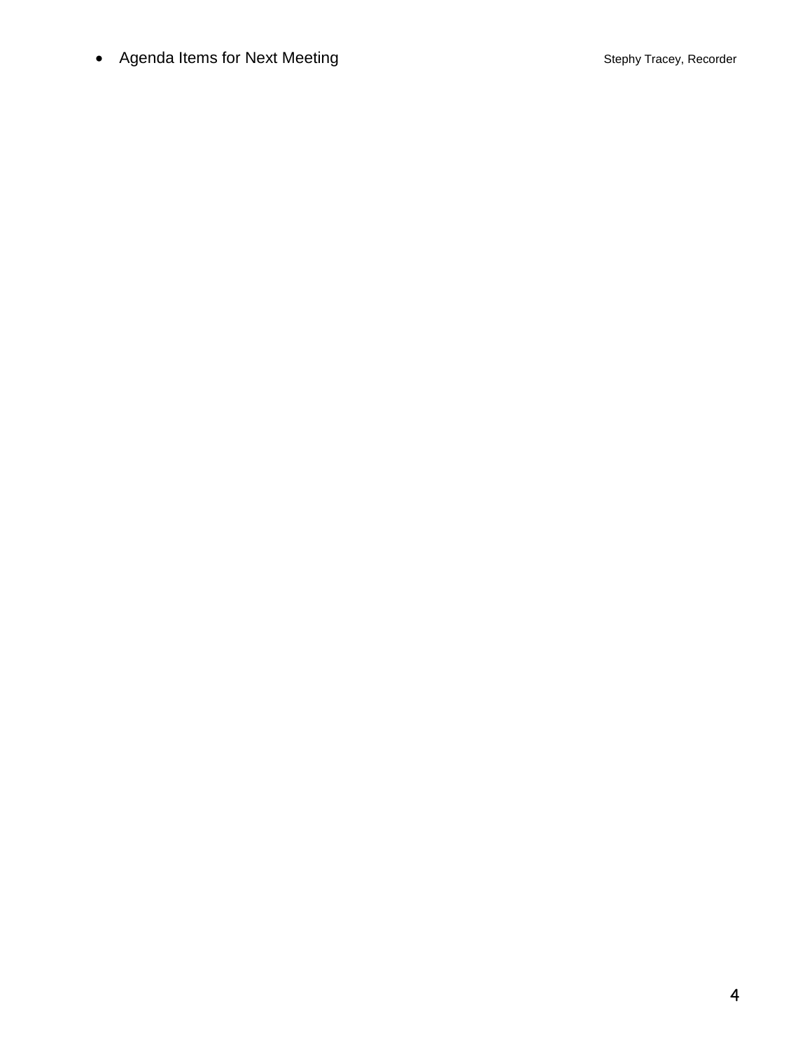- Agenda Items for Next Meeting

Stephy Tracey, Recorder